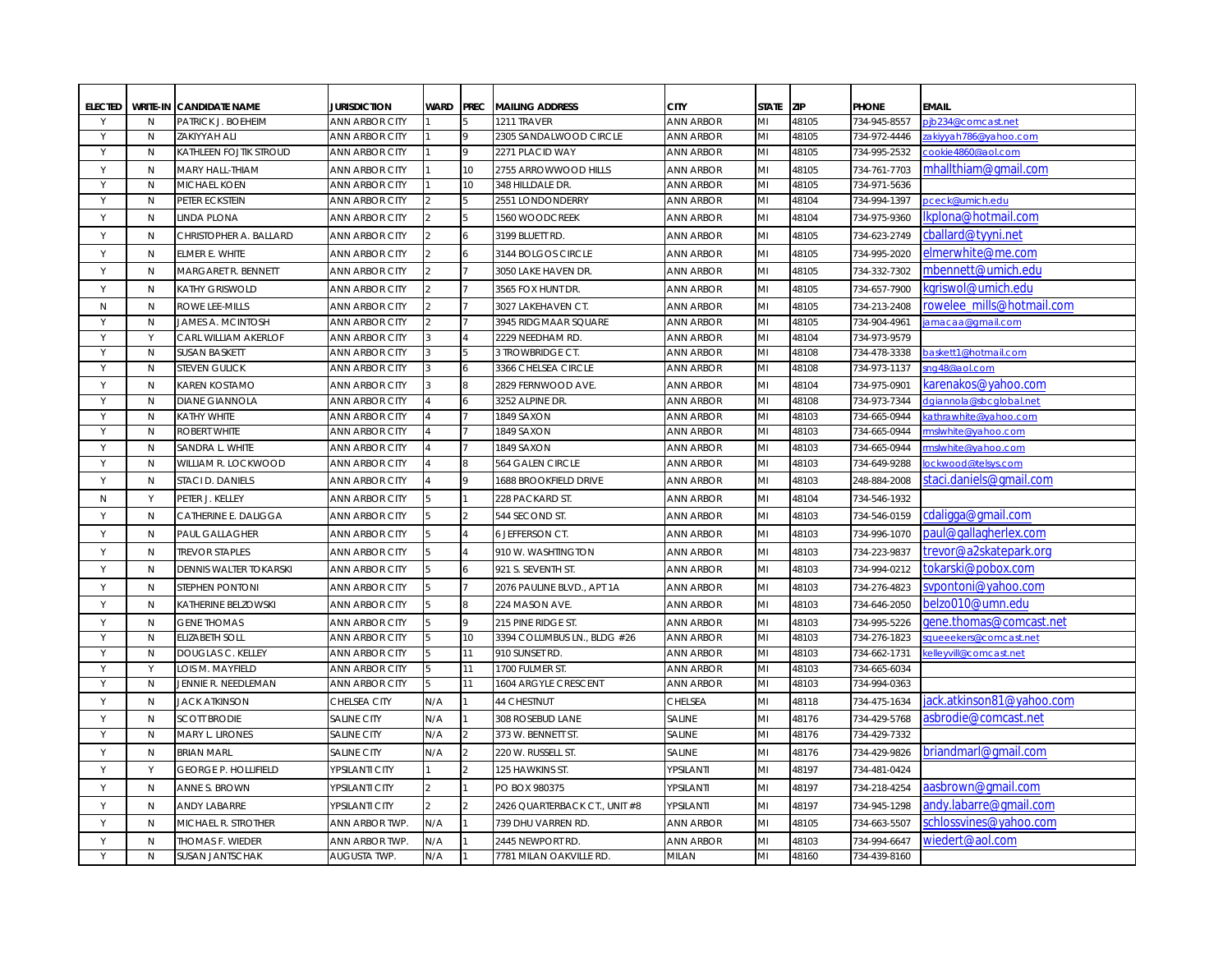| ELECTED | WRITE-IN | CANDIDATE NAME | JURISDICTION | WARD | PREC | MAILING ADDRESS | CITY | STATE | ZIP | PHONE | EMAIL |
|---|---|---|---|---|---|---|---|---|---|---|---|
| Y | N | PATRICK J. BOEHEIM | ANN ARBOR CITY | 1 | 5 | 1211 TRAVER | ANN ARBOR | MI | 48105 | 734-945-8557 | pjb234@comcast.net |
| Y | N | ZAKIYYAH ALI | ANN ARBOR CITY | 1 | 9 | 2305 SANDALWOOD CIRCLE | ANN ARBOR | MI | 48105 | 734-972-4446 | zakiyyah786@yahoo.com |
| Y | N | KATHLEEN FOJTIK STROUD | ANN ARBOR CITY | 1 | 9 | 2271 PLACID WAY | ANN ARBOR | MI | 48105 | 734-995-2532 | cookie4860@aol.com |
| Y | N | MARY HALL-THIAM | ANN ARBOR CITY | 1 | 10 | 2755 ARROWWOOD HILLS | ANN ARBOR | MI | 48105 | 734-761-7703 | mhallthiam@gmail.com |
| Y | N | MICHAEL KOEN | ANN ARBOR CITY | 1 | 10 | 348 HILLDALE DR. | ANN ARBOR | MI | 48105 | 734-971-5636 | |
| Y | N | PETER ECKSTEIN | ANN ARBOR CITY | 2 | 5 | 2551 LONDONDERRY | ANN ARBOR | MI | 48104 | 734-994-1397 | pceck@umich.edu |
| Y | N | LINDA PLONA | ANN ARBOR CITY | 2 | 5 | 1560 WOODCREEK | ANN ARBOR | MI | 48104 | 734-975-9360 | lkplona@hotmail.com |
| Y | N | CHRISTOPHER A. BALLARD | ANN ARBOR CITY | 2 | 6 | 3199 BLUETT RD. | ANN ARBOR | MI | 48105 | 734-623-2749 | cballard@tyyni.net |
| Y | N | ELMER E. WHITE | ANN ARBOR CITY | 2 | 6 | 3144 BOLGOS CIRCLE | ANN ARBOR | MI | 48105 | 734-995-2020 | elmerwhite@me.com |
| Y | N | MARGARET R. BENNETT | ANN ARBOR CITY | 2 | 7 | 3050 LAKE HAVEN DR. | ANN ARBOR | MI | 48105 | 734-332-7302 | mbennett@umich.edu |
| Y | N | KATHY GRISWOLD | ANN ARBOR CITY | 2 | 7 | 3565 FOX HUNT DR. | ANN ARBOR | MI | 48105 | 734-657-7900 | kgriswol@umich.edu |
| N | N | ROWE LEE-MILLS | ANN ARBOR CITY | 2 | 7 | 3027 LAKEHAVEN CT. | ANN ARBOR | MI | 48105 | 734-213-2408 | rowelee_mills@hotmail.com |
| Y | N | JAMES A. MCINTOSH | ANN ARBOR CITY | 2 | 7 | 3945 RIDGMAAR SQUARE | ANN ARBOR | MI | 48105 | 734-904-4961 | jamacaa@gmail.com |
| Y | Y | CARL WILLIAM AKERLOF | ANN ARBOR CITY | 3 | 4 | 2229 NEEDHAM RD. | ANN ARBOR | MI | 48104 | 734-973-9579 | |
| Y | N | SUSAN BASKETT | ANN ARBOR CITY | 3 | 5 | 3 TROWBRIDGE CT. | ANN ARBOR | MI | 48108 | 734-478-3338 | baskett1@hotmail.com |
| Y | N | STEVEN GULICK | ANN ARBOR CITY | 3 | 6 | 3366 CHELSEA CIRCLE | ANN ARBOR | MI | 48108 | 734-973-1137 | sng48@aol.com |
| Y | N | KAREN KOSTAMO | ANN ARBOR CITY | 3 | 8 | 2829 FERNWOOD AVE. | ANN ARBOR | MI | 48104 | 734-975-0901 | karenakos@yahoo.com |
| Y | N | DIANE GIANNOLA | ANN ARBOR CITY | 4 | 6 | 3252 ALPINE DR. | ANN ARBOR | MI | 48108 | 734-973-7344 | dgiannola@sbcglobal.net |
| Y | N | KATHY WHITE | ANN ARBOR CITY | 4 | 7 | 1849 SAXON | ANN ARBOR | MI | 48103 | 734-665-0944 | kathrawhite@yahoo.com |
| Y | N | ROBERT WHITE | ANN ARBOR CITY | 4 | 7 | 1849 SAXON | ANN ARBOR | MI | 48103 | 734-665-0944 | rmslwhite@yahoo.com |
| Y | N | SANDRA L. WHITE | ANN ARBOR CITY | 4 | 7 | 1849 SAXON | ANN ARBOR | MI | 48103 | 734-665-0944 | rmslwhite@yahoo.com |
| Y | N | WILLIAM R. LOCKWOOD | ANN ARBOR CITY | 4 | 8 | 564 GALEN CIRCLE | ANN ARBOR | MI | 48103 | 734-649-9288 | lockwood@telsys.com |
| Y | N | STACI D. DANIELS | ANN ARBOR CITY | 4 | 9 | 1688 BROOKFIELD DRIVE | ANN ARBOR | MI | 48103 | 248-884-2008 | staci.daniels@gmail.com |
| N | Y | PETER J. KELLEY | ANN ARBOR CITY | 5 | 1 | 228 PACKARD ST. | ANN ARBOR | MI | 48104 | 734-546-1932 | |
| Y | N | CATHERINE E. DALIGGA | ANN ARBOR CITY | 5 | 2 | 544 SECOND ST. | ANN ARBOR | MI | 48103 | 734-546-0159 | cdaligga@gmail.com |
| Y | N | PAUL GALLAGHER | ANN ARBOR CITY | 5 | 4 | 6 JEFFERSON CT. | ANN ARBOR | MI | 48103 | 734-996-1070 | paul@gallagherlex.com |
| Y | N | TREVOR STAPLES | ANN ARBOR CITY | 5 | 4 | 910 W. WASHTINGTON | ANN ARBOR | MI | 48103 | 734-223-9837 | trevor@a2skatepark.org |
| Y | N | DENNIS WALTER TOKARSKI | ANN ARBOR CITY | 5 | 6 | 921 S. SEVENTH ST. | ANN ARBOR | MI | 48103 | 734-994-0212 | tokarski@pobox.com |
| Y | N | STEPHEN PONTONI | ANN ARBOR CITY | 5 | 7 | 2076 PAULINE BLVD., APT 1A | ANN ARBOR | MI | 48103 | 734-276-4823 | svpontoni@yahoo.com |
| Y | N | KATHERINE BELZOWSKI | ANN ARBOR CITY | 5 | 8 | 224 MASON AVE. | ANN ARBOR | MI | 48103 | 734-646-2050 | belzo010@umn.edu |
| Y | N | GENE THOMAS | ANN ARBOR CITY | 5 | 9 | 215 PINE RIDGE ST. | ANN ARBOR | MI | 48103 | 734-995-5226 | gene.thomas@comcast.net |
| Y | N | ELIZABETH SOLL | ANN ARBOR CITY | 5 | 10 | 3394 COLUMBUS LN., BLDG #26 | ANN ARBOR | MI | 48103 | 734-276-1823 | squeeekers@comcast.net |
| Y | N | DOUGLAS C. KELLEY | ANN ARBOR CITY | 5 | 11 | 910 SUNSET RD. | ANN ARBOR | MI | 48103 | 734-662-1731 | kelleyvill@comcast.net |
| Y | Y | LOIS M. MAYFIELD | ANN ARBOR CITY | 5 | 11 | 1700 FULMER ST. | ANN ARBOR | MI | 48103 | 734-665-6034 | |
| Y | N | JENNIE R. NEEDLEMAN | ANN ARBOR CITY | 5 | 11 | 1604 ARGYLE CRESCENT | ANN ARBOR | MI | 48103 | 734-994-0363 | |
| Y | N | JACK ATKINSON | CHELSEA CITY | N/A | 1 | 44 CHESTNUT | CHELSEA | MI | 48118 | 734-475-1634 | jack.atkinson81@yahoo.com |
| Y | N | SCOTT BRODIE | SALINE CITY | N/A | 1 | 308 ROSEBUD LANE | SALINE | MI | 48176 | 734-429-5768 | asbrodie@comcast.net |
| Y | N | MARY L. LIRONES | SALINE CITY | N/A | 2 | 373 W. BENNETT ST. | SALINE | MI | 48176 | 734-429-7332 | |
| Y | N | BRIAN MARL | SALINE CITY | N/A | 2 | 220 W. RUSSELL ST. | SALINE | MI | 48176 | 734-429-9826 | briandmarl@gmail.com |
| Y | Y | GEORGE P. HOLLIFIELD | YPSILANTI CITY | 1 | 2 | 125 HAWKINS ST. | YPSILANTI | MI | 48197 | 734-481-0424 | |
| Y | N | ANNE S. BROWN | YPSILANTI CITY | 2 | 1 | PO BOX 980375 | YPSILANTI | MI | 48197 | 734-218-4254 | aasbrown@gmail.com |
| Y | N | ANDY LABARRE | YPSILANTI CITY | 2 | 2 | 2426 QUARTERBACK CT., UNIT #8 | YPSILANTI | MI | 48197 | 734-945-1298 | andy.labarre@gmail.com |
| Y | N | MICHAEL R. STROTHER | ANN ARBOR TWP. | N/A | 1 | 739 DHU VARREN RD. | ANN ARBOR | MI | 48105 | 734-663-5507 | schlossvines@yahoo.com |
| Y | N | THOMAS F. WIEDER | ANN ARBOR TWP. | N/A | 1 | 2445 NEWPORT RD. | ANN ARBOR | MI | 48103 | 734-994-6647 | wiedert@aol.com |
| Y | N | SUSAN JANTSCHAK | AUGUSTA TWP. | N/A | 1 | 7781 MILAN OAKVILLE RD. | MILAN | MI | 48160 | 734-439-8160 | |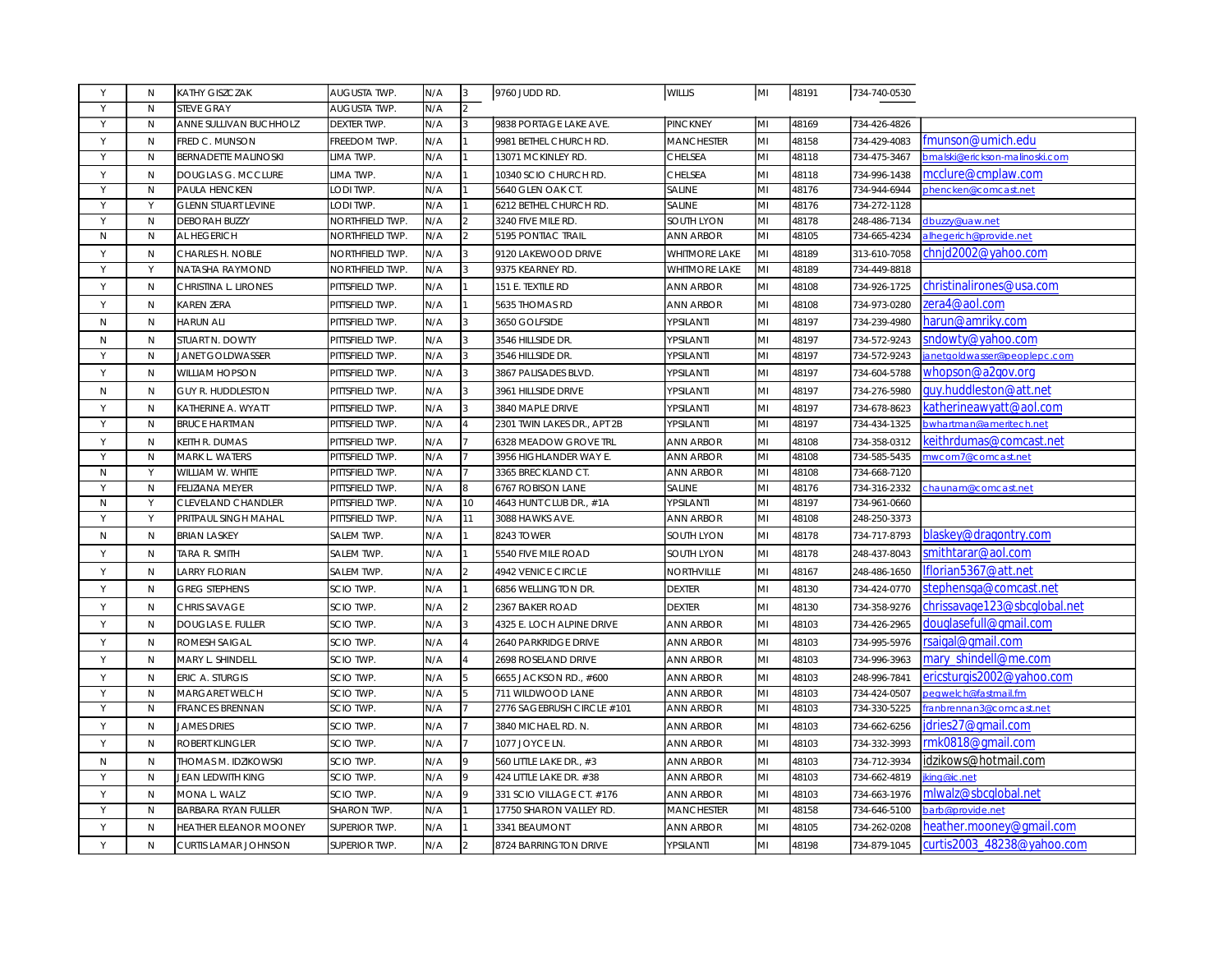| | | | | | | | | | | | |
|---|---|---|---|---|---|---|---|---|---|---|---|
| Y | N | KATHY GISZCZAK | AUGUSTA TWP. | N/A | 3 | 9760 JUDD RD. | WILLIS | MI | 48191 | 734-740-0530 | |
| Y | N | STEVE GRAY | AUGUSTA TWP. | N/A | 2 | | | | | | |
| Y | N | ANNE SULLIVAN BUCHHOLZ | DEXTER TWP. | N/A | 3 | 9838 PORTAGE LAKE AVE. | PINCKNEY | MI | 48169 | 734-426-4826 | |
| Y | N | FRED C. MUNSON | FREEDOM TWP. | N/A | 1 | 9981 BETHEL CHURCH RD. | MANCHESTER | MI | 48158 | 734-429-4083 | fmunson@umich.edu |
| Y | N | BERNADETTE MALINOSKI | LIMA TWP. | N/A | 1 | 13071 MCKINLEY RD. | CHELSEA | MI | 48118 | 734-475-3467 | bmalski@erickson-malinoski.com |
| Y | N | DOUGLAS G. MCCLURE | LIMA TWP. | N/A | 1 | 10340 SCIO CHURCH RD. | CHELSEA | MI | 48118 | 734-996-1438 | mcclure@cmplaw.com |
| Y | N | PAULA HENCKEN | LODI TWP. | N/A | 1 | 5640 GLEN OAK CT. | SALINE | MI | 48176 | 734-944-6944 | phencken@comcast.net |
| Y | Y | GLENN STUART LEVINE | LODI TWP. | N/A | 1 | 6212 BETHEL CHURCH RD. | SALINE | MI | 48176 | 734-272-1128 | |
| Y | N | DEBORAH BUZZY | NORTHFIELD TWP. | N/A | 2 | 3240 FIVE MILE RD. | SOUTH LYON | MI | 48178 | 248-486-7134 | dbuzzy@uaw.net |
| N | N | AL HEGERICH | NORTHFIELD TWP. | N/A | 2 | 5195 PONTIAC TRAIL | ANN ARBOR | MI | 48105 | 734-665-4234 | alhegerich@provide.net |
| Y | N | CHARLES H. NOBLE | NORTHFIELD TWP. | N/A | 3 | 9120 LAKEWOOD DRIVE | WHITMORE LAKE | MI | 48189 | 313-610-7058 | chnjd2002@yahoo.com |
| Y | Y | NATASHA RAYMOND | NORTHFIELD TWP. | N/A | 3 | 9375 KEARNEY RD. | WHITMORE LAKE | MI | 48189 | 734-449-8818 | |
| Y | N | CHRISTINA L. LIRONES | PITTSFIELD TWP. | N/A | 1 | 151 E. TEXTILE RD | ANN ARBOR | MI | 48108 | 734-926-1725 | christinalirones@usa.com |
| Y | N | KAREN ZERA | PITTSFIELD TWP. | N/A | 1 | 5635 THOMAS RD | ANN ARBOR | MI | 48108 | 734-973-0280 | zera4@aol.com |
| N | N | HARUN ALI | PITTSFIELD TWP. | N/A | 3 | 3650 GOLFSIDE | YPSILANTI | MI | 48197 | 734-239-4980 | harun@amriky.com |
| N | N | STUART N. DOWTY | PITTSFIELD TWP. | N/A | 3 | 3546 HILLSIDE DR. | YPSILANTI | MI | 48197 | 734-572-9243 | sndowty@yahoo.com |
| Y | N | JANET GOLDWASSER | PITTSFIELD TWP. | N/A | 3 | 3546 HILLSIDE DR. | YPSILANTI | MI | 48197 | 734-572-9243 | janetgoldwasser@peoplepc.com |
| Y | N | WILLIAM HOPSON | PITTSFIELD TWP. | N/A | 3 | 3867 PALISADES BLVD. | YPSILANTI | MI | 48197 | 734-604-5788 | whopson@a2gov.org |
| N | N | GUY R. HUDDLESTON | PITTSFIELD TWP. | N/A | 3 | 3961 HILLSIDE DRIVE | YPSILANTI | MI | 48197 | 734-276-5980 | guy.huddleston@att.net |
| Y | N | KATHERINE A. WYATT | PITTSFIELD TWP. | N/A | 3 | 3840 MAPLE DRIVE | YPSILANTI | MI | 48197 | 734-678-8623 | katherineawyatt@aol.com |
| Y | N | BRUCE HARTMAN | PITTSFIELD TWP. | N/A | 4 | 2301 TWIN LAKES DR., APT 2B | YPSILANTI | MI | 48197 | 734-434-1325 | bwhartman@ameritech.net |
| Y | N | KEITH R. DUMAS | PITTSFIELD TWP. | N/A | 7 | 6328 MEADOW GROVE TRL | ANN ARBOR | MI | 48108 | 734-358-0312 | keithrdumas@comcast.net |
| Y | N | MARK L. WATERS | PITTSFIELD TWP. | N/A | 7 | 3956 HIGHLANDER WAY E. | ANN ARBOR | MI | 48108 | 734-585-5435 | mwcom7@comcast.net |
| N | Y | WILLIAM W. WHITE | PITTSFIELD TWP. | N/A | 7 | 3365 BRECKLAND CT. | ANN ARBOR | MI | 48108 | 734-668-7120 | |
| Y | N | FELIZIANA MEYER | PITTSFIELD TWP. | N/A | 8 | 6767 ROBISON LANE | SALINE | MI | 48176 | 734-316-2332 | chaunam@comcast.net |
| N | Y | CLEVELAND CHANDLER | PITTSFIELD TWP. | N/A | 10 | 4643 HUNT CLUB DR., #1A | YPSILANTI | MI | 48197 | 734-961-0660 | |
| Y | Y | PRITPAUL SINGH MAHAL | PITTSFIELD TWP. | N/A | 11 | 3088 HAWKS AVE. | ANN ARBOR | MI | 48108 | 248-250-3373 | |
| N | N | BRIAN LASKEY | SALEM TWP. | N/A | 1 | 8243 TOWER | SOUTH LYON | MI | 48178 | 734-717-8793 | blaskey@dragontry.com |
| Y | N | TARA R. SMITH | SALEM TWP. | N/A | 1 | 5540 FIVE MILE ROAD | SOUTH LYON | MI | 48178 | 248-437-8043 | smithtarar@aol.com |
| Y | N | LARRY FLORIAN | SALEM TWP. | N/A | 2 | 4942 VENICE CIRCLE | NORTHVILLE | MI | 48167 | 248-486-1650 | lflorian5367@att.net |
| Y | N | GREG STEPHENS | SCIO TWP. | N/A | 1 | 6856 WELLINGTON DR. | DEXTER | MI | 48130 | 734-424-0770 | stephensga@comcast.net |
| Y | N | CHRIS SAVAGE | SCIO TWP. | N/A | 2 | 2367 BAKER ROAD | DEXTER | MI | 48130 | 734-358-9276 | chrissavage123@sbcglobal.net |
| Y | N | DOUGLAS E. FULLER | SCIO TWP. | N/A | 3 | 4325 E. LOCH ALPINE DRIVE | ANN ARBOR | MI | 48103 | 734-426-2965 | douglasefull@gmail.com |
| Y | N | ROMESH SAIGAL | SCIO TWP. | N/A | 4 | 2640 PARKRIDGE DRIVE | ANN ARBOR | MI | 48103 | 734-995-5976 | rsaigal@gmail.com |
| Y | N | MARY L. SHINDELL | SCIO TWP. | N/A | 4 | 2698 ROSELAND DRIVE | ANN ARBOR | MI | 48103 | 734-996-3963 | mary_shindell@me.com |
| Y | N | ERIC A. STURGIS | SCIO TWP. | N/A | 5 | 6655 JACKSON RD., #600 | ANN ARBOR | MI | 48103 | 248-996-7841 | ericsturgis2002@yahoo.com |
| Y | N | MARGARET WELCH | SCIO TWP. | N/A | 5 | 711 WILDWOOD LANE | ANN ARBOR | MI | 48103 | 734-424-0507 | pegwelch@fastmail.fm |
| Y | N | FRANCES BRENNAN | SCIO TWP. | N/A | 7 | 2776 SAGEBRUSH CIRCLE #101 | ANN ARBOR | MI | 48103 | 734-330-5225 | franbrennan3@comcast.net |
| Y | N | JAMES DRIES | SCIO TWP. | N/A | 7 | 3840 MICHAEL RD. N. | ANN ARBOR | MI | 48103 | 734-662-6256 | jdries27@gmail.com |
| Y | N | ROBERT KLINGLER | SCIO TWP. | N/A | 7 | 1077 JOYCE LN. | ANN ARBOR | MI | 48103 | 734-332-3993 | rmk0818@gmail.com |
| N | N | THOMAS M. IDZIKOWSKI | SCIO TWP. | N/A | 9 | 560 LITTLE LAKE DR., #3 | ANN ARBOR | MI | 48103 | 734-712-3934 | idzikows@hotmail.com |
| Y | N | JEAN LEDWITH KING | SCIO TWP. | N/A | 9 | 424 LITTLE LAKE DR. #38 | ANN ARBOR | MI | 48103 | 734-662-4819 | jking@ic.net |
| Y | N | MONA L. WALZ | SCIO TWP. | N/A | 9 | 331 SCIO VILLAGE CT. #176 | ANN ARBOR | MI | 48103 | 734-663-1976 | mlwalz@sbcglobal.net |
| Y | N | BARBARA RYAN FULLER | SHARON TWP. | N/A | 1 | 17750 SHARON VALLEY RD. | MANCHESTER | MI | 48158 | 734-646-5100 | barb@provide.net |
| Y | N | HEATHER ELEANOR MOONEY | SUPERIOR TWP. | N/A | 1 | 3341 BEAUMONT | ANN ARBOR | MI | 48105 | 734-262-0208 | heather.mooney@gmail.com |
| Y | N | CURTIS LAMAR JOHNSON | SUPERIOR TWP. | N/A | 2 | 8724 BARRINGTON DRIVE | YPSILANTI | MI | 48198 | 734-879-1045 | curtis2003_48238@yahoo.com |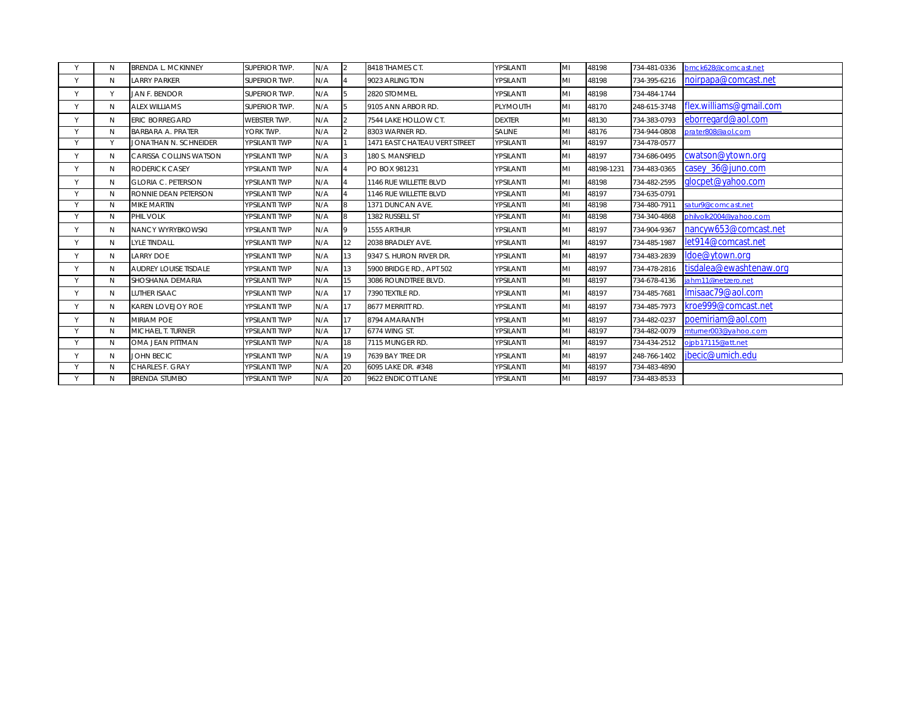| | | | | | | | | | | | |
|---|---|---|---|---|---|---|---|---|---|---|---|
| Y | N | BRENDA L. MCKINNEY | SUPERIOR TWP. | N/A | 2 | 8418 THAMES CT. | YPSILANTI | MI | 48198 | 734-481-0336 | bmck628@comcast.net |
| Y | N | LARRY PARKER | SUPERIOR TWP. | N/A | 4 | 9023 ARLINGTON | YPSILANTI | MI | 48198 | 734-395-6216 | noirpapa@comcast.net |
| Y | Y | JAN F. BENDOR | SUPERIOR TWP. | N/A | 5 | 2820 STOMMEL | YPSILANTI | MI | 48198 | 734-484-1744 | |
| Y | N | ALEX WILLIAMS | SUPERIOR TWP. | N/A | 5 | 9105 ANN ARBOR RD. | PLYMOUTH | MI | 48170 | 248-615-3748 | flex.williams@gmail.com |
| Y | N | ERIC BORREGARD | WEBSTER TWP. | N/A | 2 | 7544 LAKE HOLLOW CT. | DEXTER | MI | 48130 | 734-383-0793 | eborregard@aol.com |
| Y | N | BARBARA A. PRATER | YORK TWP. | N/A | 2 | 8303 WARNER RD. | SALINE | MI | 48176 | 734-944-0808 | prater808@aol.com |
| Y | Y | JONATHAN N. SCHNEIDER | YPSILANTI TWP | N/A | 1 | 1471 EAST CHATEAU VERT STREET | YPSILANTI | MI | 48197 | 734-478-0577 | |
| Y | N | CARISSA COLLINS WATSON | YPSILANTI TWP | N/A | 3 | 180 S. MANSFIELD | YPSILANTI | MI | 48197 | 734-686-0495 | cwatson@ytown.org |
| Y | N | RODERICK CASEY | YPSILANTI TWP | N/A | 4 | PO BOX 981231 | YPSILANTI | MI | 48198-1231 | 734-483-0365 | casey_36@juno.com |
| Y | N | GLORIA C. PETERSON | YPSILANTI TWP | N/A | 4 | 1146 RUE WILLETTE BLVD | YPSILANTI | MI | 48198 | 734-482-2595 | glocpet@yahoo.com |
| Y | N | RONNIE DEAN PETERSON | YPSILANTI TWP | N/A | 4 | 1146 RUE WILLETTE BLVD | YPSILANTI | MI | 48197 | 734-635-0791 | |
| Y | N | MIKE MARTIN | YPSILANTI TWP | N/A | 8 | 1371 DUNCAN AVE. | YPSILANTI | MI | 48198 | 734-480-7911 | satur9@comcast.net |
| Y | N | PHIL VOLK | YPSILANTI TWP | N/A | 8 | 1382 RUSSELL ST | YPSILANTI | MI | 48198 | 734-340-4868 | philvolk2004@yahoo.com |
| Y | N | NANCY WYRYBKOWSKI | YPSILANTI TWP | N/A | 9 | 1555 ARTHUR | YPSILANTI | MI | 48197 | 734-904-9367 | nancyw653@comcast.net |
| Y | N | LYLE TINDALL | YPSILANTI TWP | N/A | 12 | 2038 BRADLEY AVE. | YPSILANTI | MI | 48197 | 734-485-1987 | let914@comcast.net |
| Y | N | LARRY DOE | YPSILANTI TWP | N/A | 13 | 9347 S. HURON RIVER DR. | YPSILANTI | MI | 48197 | 734-483-2839 | ldoe@ytown.org |
| Y | N | AUDREY LOUISE TISDALE | YPSILANTI TWP | N/A | 13 | 5900 BRIDGE RD., APT 502 | YPSILANTI | MI | 48197 | 734-478-2816 | tisdalea@ewashtenaw.org |
| Y | N | SHOSHANA DEMARIA | YPSILANTI TWP | N/A | 15 | 3086 ROUNDTREE BLVD. | YPSILANTI | MI | 48197 | 734-678-4136 | jahm11@netzero.net |
| Y | N | LUTHER ISAAC | YPSILANTI TWP | N/A | 17 | 7390 TEXTILE RD. | YPSILANTI | MI | 48197 | 734-485-7681 | lmisaac79@aol.com |
| Y | N | KAREN LOVEJOY ROE | YPSILANTI TWP | N/A | 17 | 8677 MERRITT RD. | YPSILANTI | MI | 48197 | 734-485-7973 | kroe999@comcast.net |
| Y | N | MIRIAM POE | YPSILANTI TWP | N/A | 17 | 8794 AMARANTH | YPSILANTI | MI | 48197 | 734-482-0237 | poemiriam@aol.com |
| Y | N | MICHAEL T. TURNER | YPSILANTI TWP | N/A | 17 | 6774 WING ST. | YPSILANTI | MI | 48197 | 734-482-0079 | mturner003@yahoo.com |
| Y | N | OMA JEAN PITTMAN | YPSILANTI TWP | N/A | 18 | 7115 MUNGER RD. | YPSILANTI | MI | 48197 | 734-434-2512 | ojpb17115@att.net |
| Y | N | JOHN BECIC | YPSILANTI TWP | N/A | 19 | 7639 BAY TREE DR | YPSILANTI | MI | 48197 | 248-766-1402 | jbecic@umich.edu |
| Y | N | CHARLES F. GRAY | YPSILANTI TWP | N/A | 20 | 6095 LAKE DR. #348 | YPSILANTI | MI | 48197 | 734-483-4890 | |
| Y | N | BRENDA STUMBO | YPSILANTI TWP | N/A | 20 | 9622 ENDICOTT LANE | YPSILANTI | MI | 48197 | 734-483-8533 | |